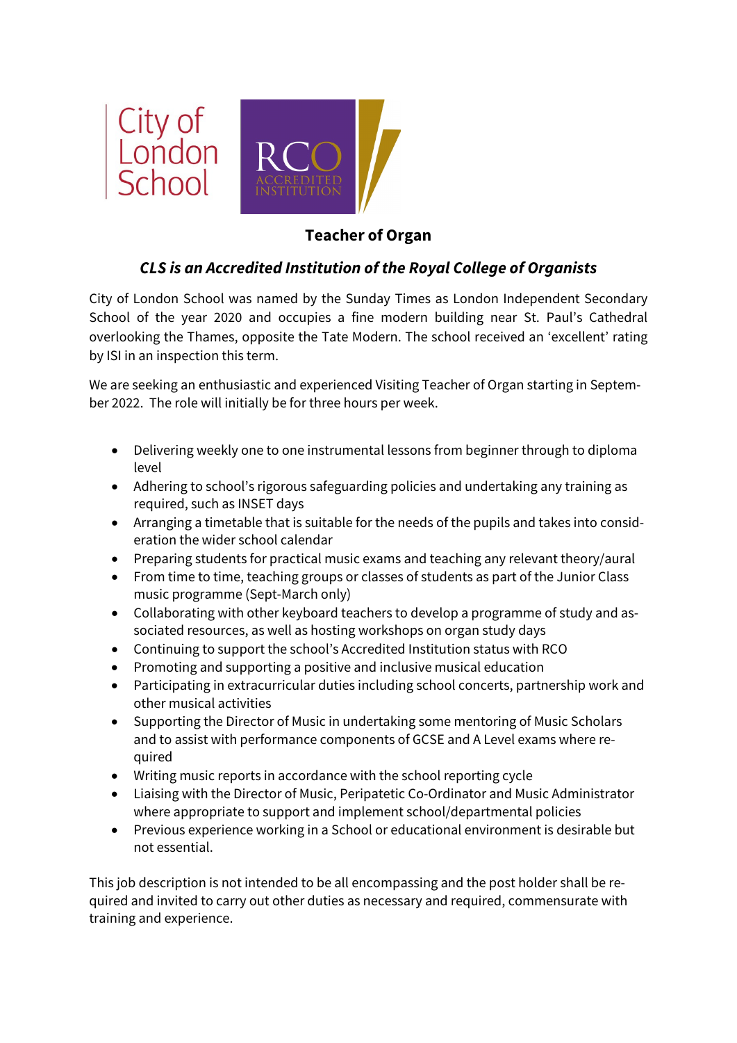City of London School

RCO ACCREDITED INSTITUTION

# Teacher of Organ

## *CLS is an Accredited Institution of the Royal College of Organists*

City of London School was named by the Sunday Times as London Independent Secondary School of the year 2020 and occupies a fine modern building near St. Paul's Cathedral overlooking the Thames, opposite the Tate Modern. The school received an 'excellent' rating by ISI in an inspection this term.

We are seeking an enthusiastic and experienced Visiting Teacher of Organ starting in September 2022. The role will initially be for three hours per week.

- Delivering weekly one to one instrumental lessons from beginner through to diploma level
- Adhering to school's rigorous safeguarding policies and undertaking any training as required, such as INSET days
- Arranging a timetable that is suitable for the needs of the pupils and takes into consideration the wider school calendar
- Preparing students for practical music exams and teaching any relevant theory/aural
- From time to time, teaching groups or classes of students as part of the Junior Class music programme (Sept-March only)
- Collaborating with other keyboard teachers to develop a programme of study and associated resources, as well as hosting workshops on organ study days
- Continuing to support the school's Accredited Institution status with RCO
- Promoting and supporting a positive and inclusive musical education
- Participating in extracurricular duties including school concerts, partnership work and other musical activities
- Supporting the Director of Music in undertaking some mentoring of Music Scholars and to assist with performance components of GCSE and A Level exams where required
- Writing music reports in accordance with the school reporting cycle
- Liaising with the Director of Music, Peripatetic Co-Ordinator and Music Administrator where appropriate to support and implement school/departmental policies
- Previous experience working in a School or educational environment is desirable but not essential.

This job description is not intended to be all encompassing and the post holder shall be required and invited to carry out other duties as necessary and required, commensurate with training and experience.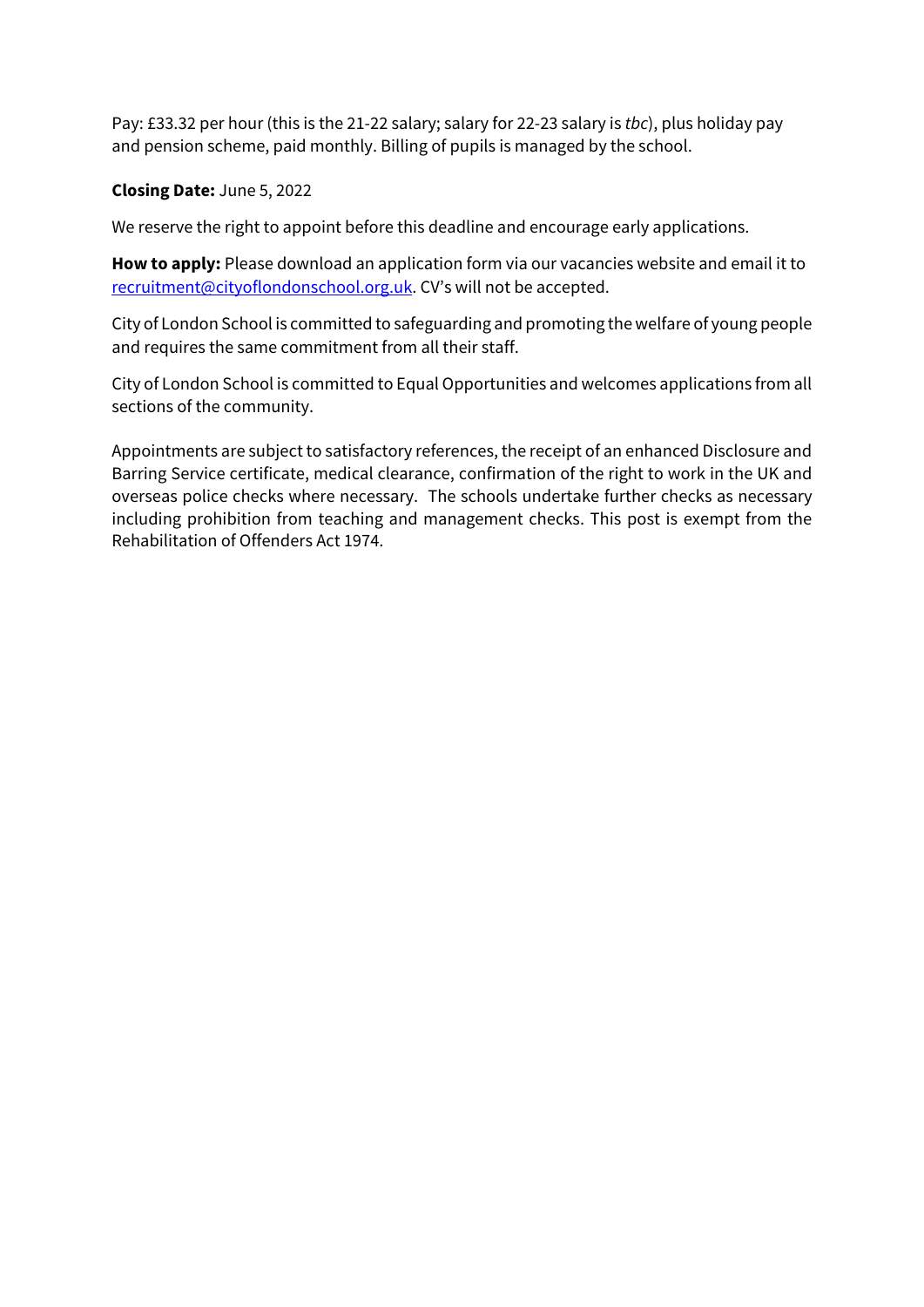Pay: £33.32 per hour (this is the 21-22 salary; salary for 22-23 salary is *tbc*), plus holiday pay and pension scheme, paid monthly. Billing of pupils is managed by the school.

**Closing Date:** June 5, 2022

We reserve the right to appoint before this deadline and encourage early applications.

**How to apply:** Please download an application form via our vacancies website and email it to [recruitment@cityoflondonschool.org.uk](mailto:recruitment@cityoflondonschool.org.uk). CV's will not be accepted.

City of London School is committed to safeguarding and promoting the welfare of young people and requires the same commitment from all their staff.

City of London School is committed to Equal Opportunities and welcomes applications from all sections of the community.

Appointments are subject to satisfactory references, the receipt of an enhanced Disclosure and Barring Service certificate, medical clearance, confirmation of the right to work in the UK and overseas police checks where necessary. The schools undertake further checks as necessary including prohibition from teaching and management checks. This post is exempt from the Rehabilitation of Offenders Act 1974.